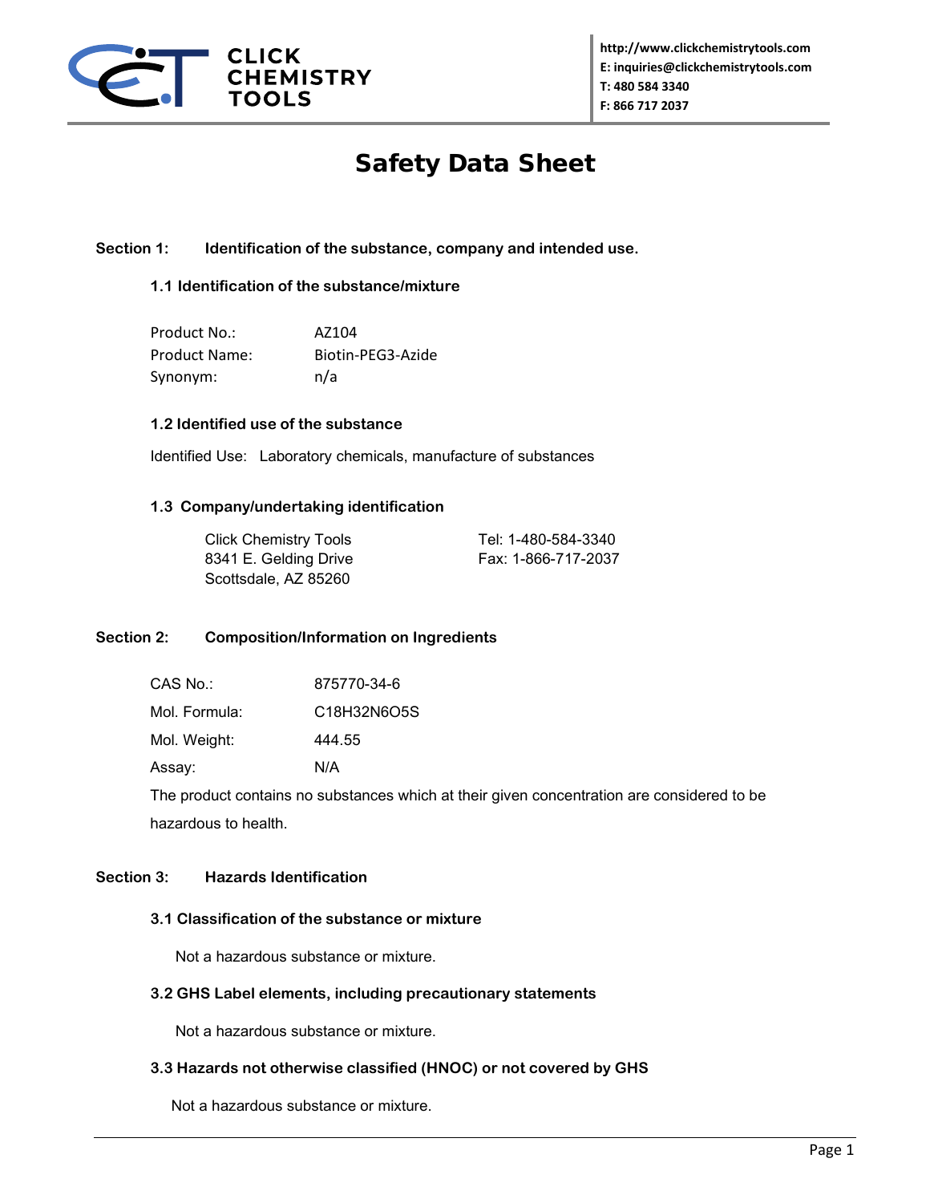CLICK CHEMISTRY TOOLS

http://www.clickchemistrytools.com
E: inquiries@clickchemistrytools.com
T: 480 584 3340
F: 866 717 2037

# Safety Data Sheet

## Section 1: Identification of the substance, company and intended use.

### 1.1 Identification of the substance/mixture

| | |
|---|---|
| Product No.: | AZ104 |
| Product Name: | Biotin-PEG3-Azide |
| Synonym: | n/a |

### 1.2 Identified use of the substance

Identified Use: Laboratory chemicals, manufacture of substances

### 1.3 Company/undertaking identification

Click Chemistry Tools
8341 E. Gelding Drive
Scottsdale, AZ 85260

Tel: 1-480-584-3340
Fax: 1-866-717-2037

## Section 2: Composition/Information on Ingredients

| | |
|---|---|
| CAS No.: | 875770-34-6 |
| Mol. Formula: | $C_{18}H_{32}N_6O_5S$ |
| Mol. Weight: | 444.55 |
| Assay: | N/A |

The product contains no substances which at their given concentration are considered to be hazardous to health.

## Section 3: Hazards Identification

### 3.1 Classification of the substance or mixture

Not a hazardous substance or mixture.

### 3.2 GHS Label elements, including precautionary statements

Not a hazardous substance or mixture.

### 3.3 Hazards not otherwise classified (HNOC) or not covered by GHS

Not a hazardous substance or mixture.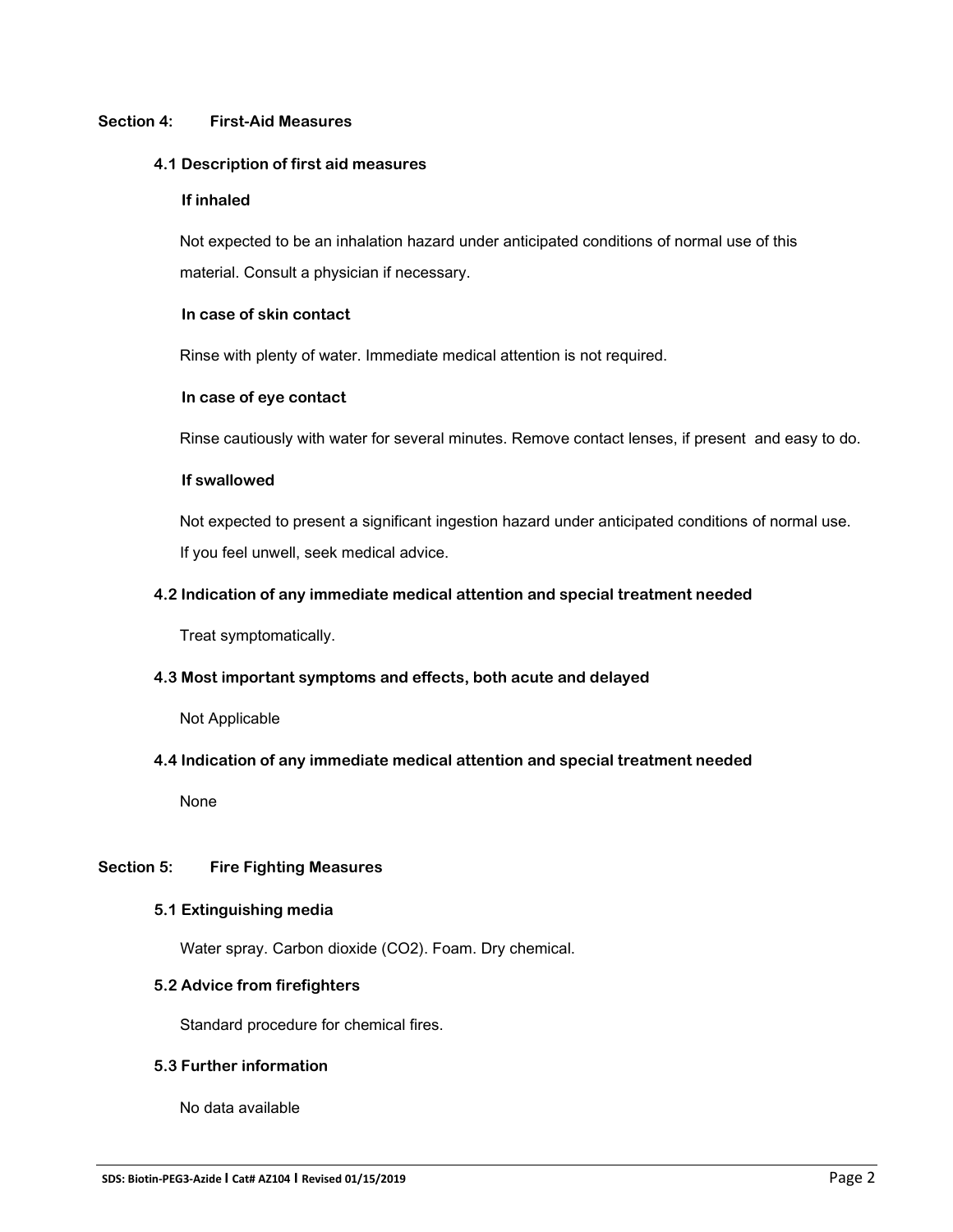## Section 4: First-Aid Measures

### 4.1 Description of first aid measures

**If inhaled**

Not expected to be an inhalation hazard under anticipated conditions of normal use of this material. Consult a physician if necessary.

**In case of skin contact**

Rinse with plenty of water. Immediate medical attention is not required.

**In case of eye contact**

Rinse cautiously with water for several minutes. Remove contact lenses, if present and easy to do.

**If swallowed**

Not expected to present a significant ingestion hazard under anticipated conditions of normal use. If you feel unwell, seek medical advice.

### 4.2 Indication of any immediate medical attention and special treatment needed

Treat symptomatically.

### 4.3 Most important symptoms and effects, both acute and delayed

Not Applicable

### 4.4 Indication of any immediate medical attention and special treatment needed

None

## Section 5: Fire Fighting Measures

### 5.1 Extinguishing media

Water spray. Carbon dioxide ($CO_2$). Foam. Dry chemical.

### 5.2 Advice from firefighters

Standard procedure for chemical fires.

### 5.3 Further information

No data available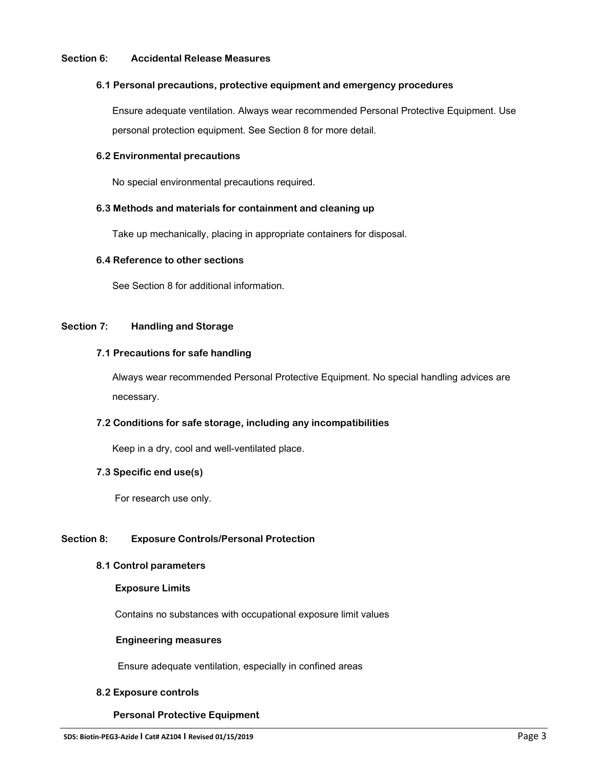## Section 6: Accidental Release Measures

### 6.1 Personal precautions, protective equipment and emergency procedures

Ensure adequate ventilation. Always wear recommended Personal Protective Equipment. Use personal protection equipment. See Section 8 for more detail.

### 6.2 Environmental precautions

No special environmental precautions required.

### 6.3 Methods and materials for containment and cleaning up

Take up mechanically, placing in appropriate containers for disposal.

### 6.4 Reference to other sections

See Section 8 for additional information.

## Section 7: Handling and Storage

### 7.1 Precautions for safe handling

Always wear recommended Personal Protective Equipment. No special handling advices are necessary.

### 7.2 Conditions for safe storage, including any incompatibilities

Keep in a dry, cool and well-ventilated place.

### 7.3 Specific end use(s)

For research use only.

## Section 8: Exposure Controls/Personal Protection

### 8.1 Control parameters

**Exposure Limits**

Contains no substances with occupational exposure limit values

**Engineering measures**

Ensure adequate ventilation, especially in confined areas

### 8.2 Exposure controls

**Personal Protective Equipment**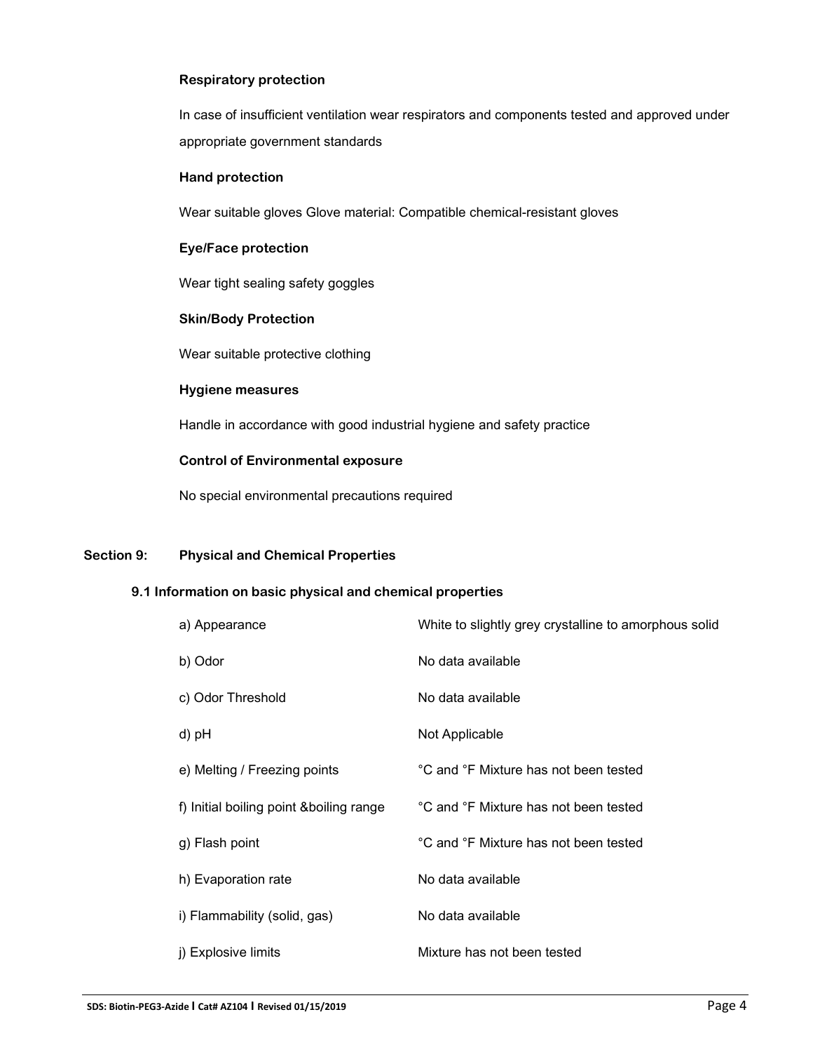**Respiratory protection**

In case of insufficient ventilation wear respirators and components tested and approved under appropriate government standards

**Hand protection**

Wear suitable gloves Glove material: Compatible chemical-resistant gloves

**Eye/Face protection**

Wear tight sealing safety goggles

**Skin/Body Protection**

Wear suitable protective clothing

**Hygiene measures**

Handle in accordance with good industrial hygiene and safety practice

**Control of Environmental exposure**

No special environmental precautions required

## Section 9: Physical and Chemical Properties

### 9.1 Information on basic physical and chemical properties

| | |
|---|---|
| a) Appearance | White to slightly grey crystalline to amorphous solid |
| b) Odor | No data available |
| c) Odor Threshold | No data available |
| d) pH | Not Applicable |
| e) Melting / Freezing points | °C and °F Mixture has not been tested |
| f) Initial boiling point &boiling range | °C and °F Mixture has not been tested |
| g) Flash point | °C and °F Mixture has not been tested |
| h) Evaporation rate | No data available |
| i) Flammability (solid, gas) | No data available |
| j) Explosive limits | Mixture has not been tested |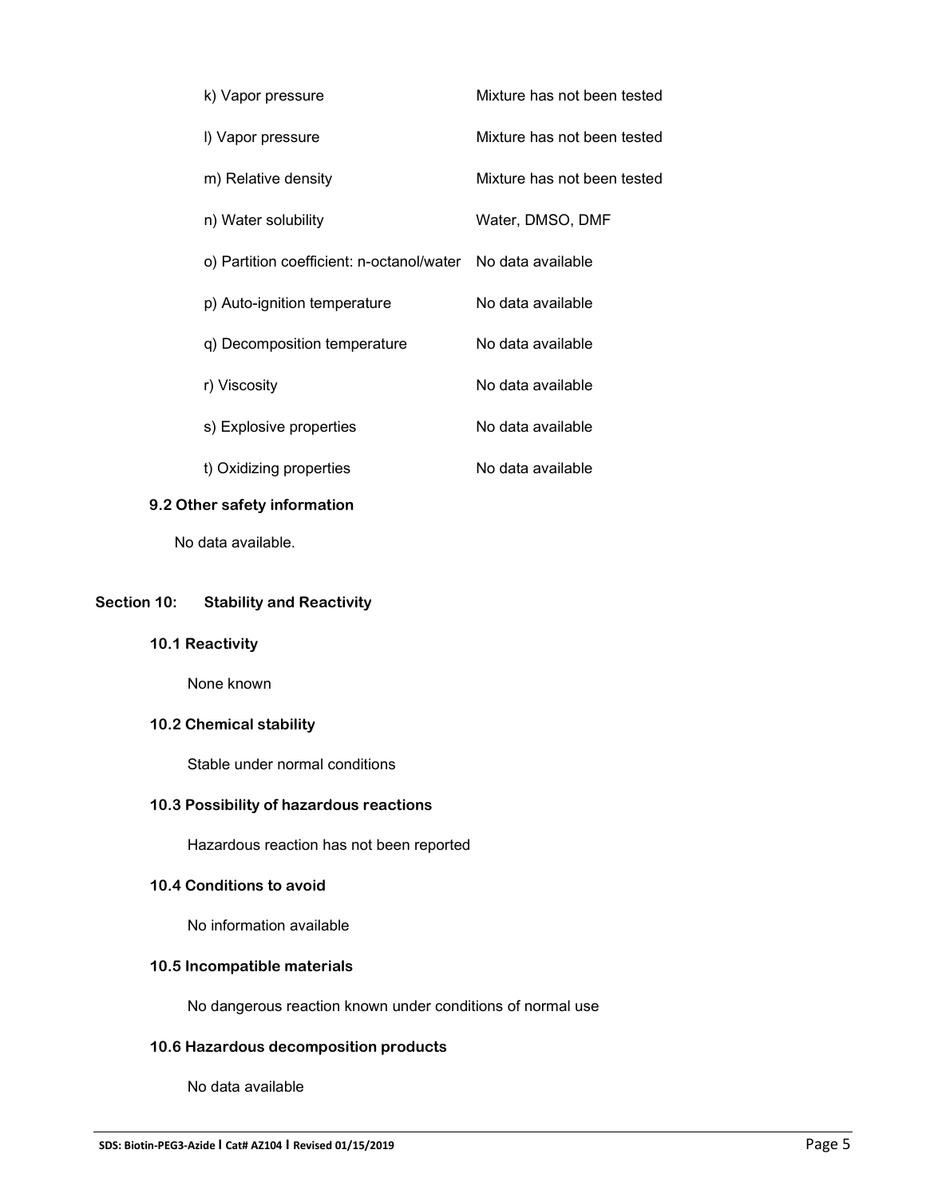| | |
|---|---|
| k) Vapor pressure | Mixture has not been tested |
| l) Vapor pressure | Mixture has not been tested |
| m) Relative density | Mixture has not been tested |
| n) Water solubility | Water, DMSO, DMF |
| o) Partition coefficient: n-octanol/water | No data available |
| p) Auto-ignition temperature | No data available |
| q) Decomposition temperature | No data available |
| r) Viscosity | No data available |
| s) Explosive properties | No data available |
| t) Oxidizing properties | No data available |

### 9.2 Other safety information

No data available.

## Section 10: Stability and Reactivity

### 10.1 Reactivity

None known

### 10.2 Chemical stability

Stable under normal conditions

### 10.3 Possibility of hazardous reactions

Hazardous reaction has not been reported

### 10.4 Conditions to avoid

No information available

### 10.5 Incompatible materials

No dangerous reaction known under conditions of normal use

### 10.6 Hazardous decomposition products

No data available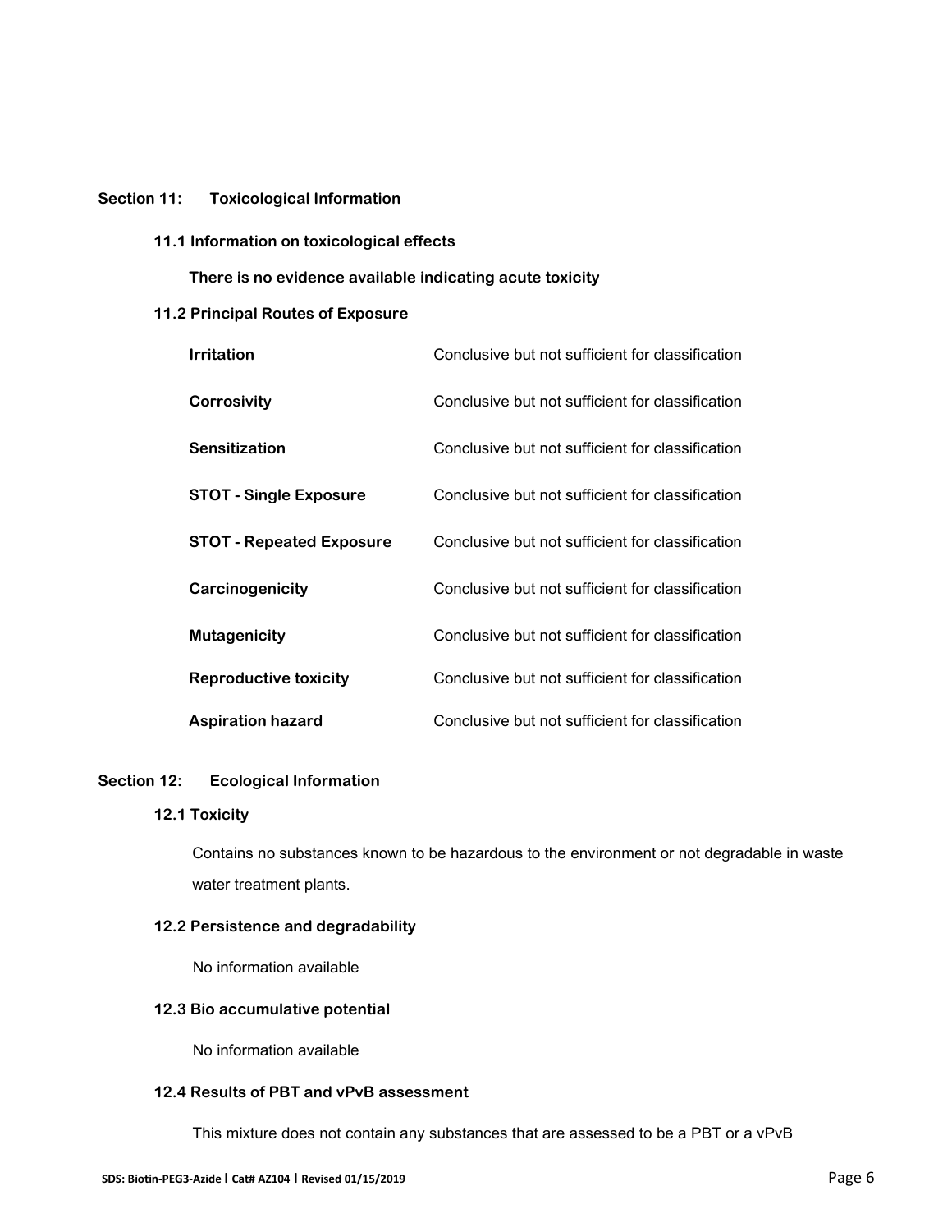## Section 11: Toxicological Information

### 11.1 Information on toxicological effects

**There is no evidence available indicating acute toxicity**

### 11.2 Principal Routes of Exposure

| | |
|---|---|
| **Irritation** | Conclusive but not sufficient for classification |
| **Corrosivity** | Conclusive but not sufficient for classification |
| **Sensitization** | Conclusive but not sufficient for classification |
| **STOT - Single Exposure** | Conclusive but not sufficient for classification |
| **STOT - Repeated Exposure** | Conclusive but not sufficient for classification |
| **Carcinogenicity** | Conclusive but not sufficient for classification |
| **Mutagenicity** | Conclusive but not sufficient for classification |
| **Reproductive toxicity** | Conclusive but not sufficient for classification |
| **Aspiration hazard** | Conclusive but not sufficient for classification |

## Section 12: Ecological Information

### 12.1 Toxicity

Contains no substances known to be hazardous to the environment or not degradable in waste water treatment plants.

### 12.2 Persistence and degradability

No information available

### 12.3 Bio accumulative potential

No information available

### 12.4 Results of PBT and vPvB assessment

This mixture does not contain any substances that are assessed to be a PBT or a vPvB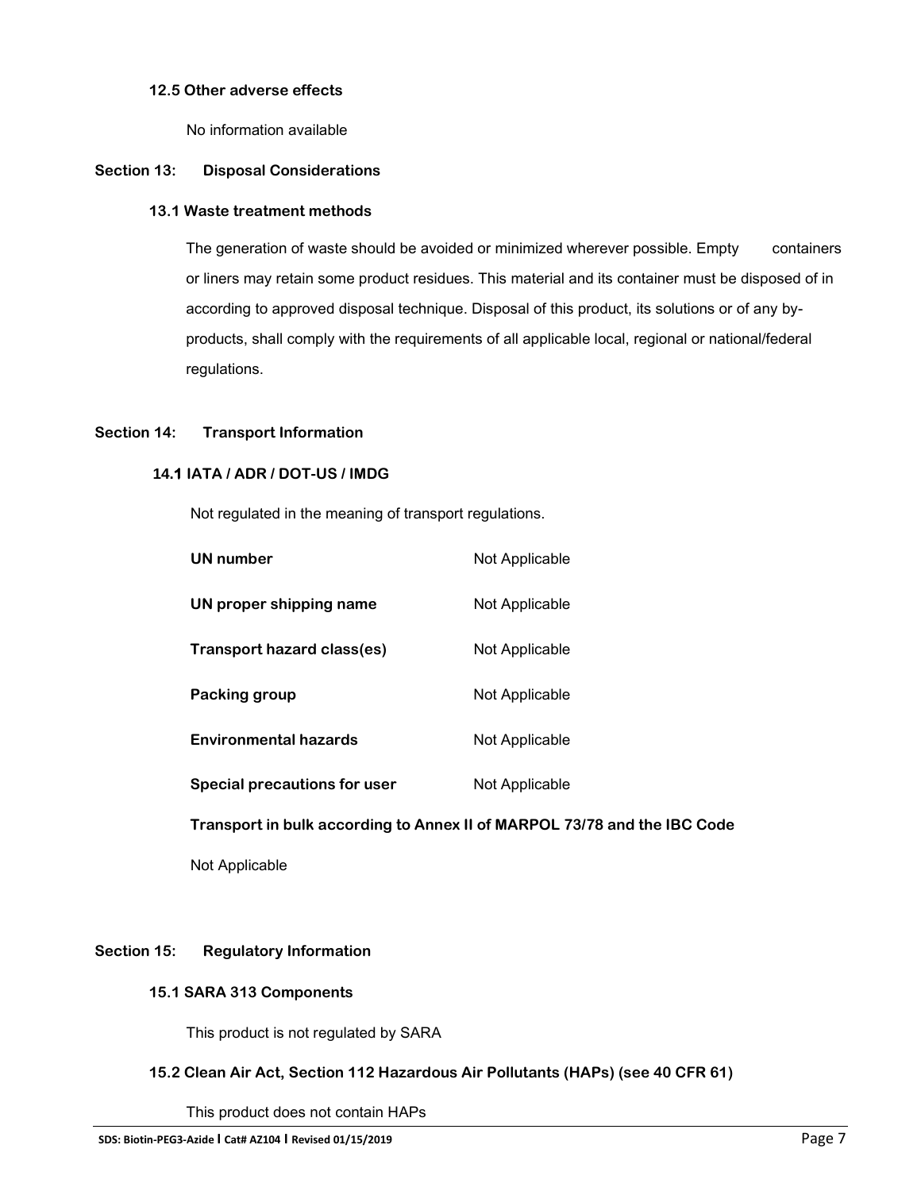### 12.5 Other adverse effects

No information available

## Section 13: Disposal Considerations

### 13.1 Waste treatment methods

The generation of waste should be avoided or minimized wherever possible. Empty containers or liners may retain some product residues. This material and its container must be disposed of in according to approved disposal technique. Disposal of this product, its solutions or of any by-products, shall comply with the requirements of all applicable local, regional or national/federal regulations.

## Section 14: Transport Information

### 14.1 IATA / ADR / DOT-US / IMDG

Not regulated in the meaning of transport regulations.

| | |
|---|---|
| **UN number** | Not Applicable |
| **UN proper shipping name** | Not Applicable |
| **Transport hazard class(es)** | Not Applicable |
| **Packing group** | Not Applicable |
| **Environmental hazards** | Not Applicable |
| **Special precautions for user** | Not Applicable |

**Transport in bulk according to Annex II of MARPOL 73/78 and the IBC Code**

Not Applicable

## Section 15: Regulatory Information

### 15.1 SARA 313 Components

This product is not regulated by SARA

### 15.2 Clean Air Act, Section 112 Hazardous Air Pollutants (HAPs) (see 40 CFR 61)

This product does not contain HAPs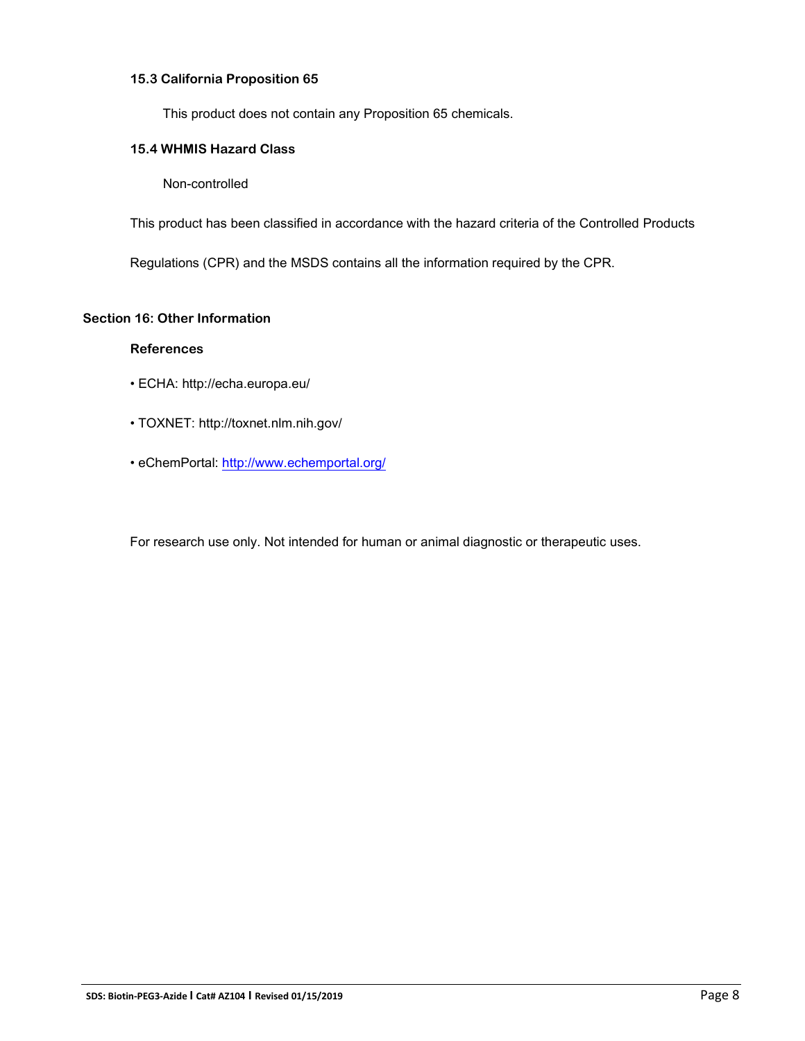### 15.3 California Proposition 65

This product does not contain any Proposition 65 chemicals.

### 15.4 WHMIS Hazard Class

Non-controlled

This product has been classified in accordance with the hazard criteria of the Controlled Products Regulations (CPR) and the MSDS contains all the information required by the CPR.

## Section 16: Other Information

### References

- ECHA: http://echa.europa.eu/
- TOXNET: http://toxnet.nlm.nih.gov/
- eChemPortal: http://www.echemportal.org/

For research use only. Not intended for human or animal diagnostic or therapeutic uses.